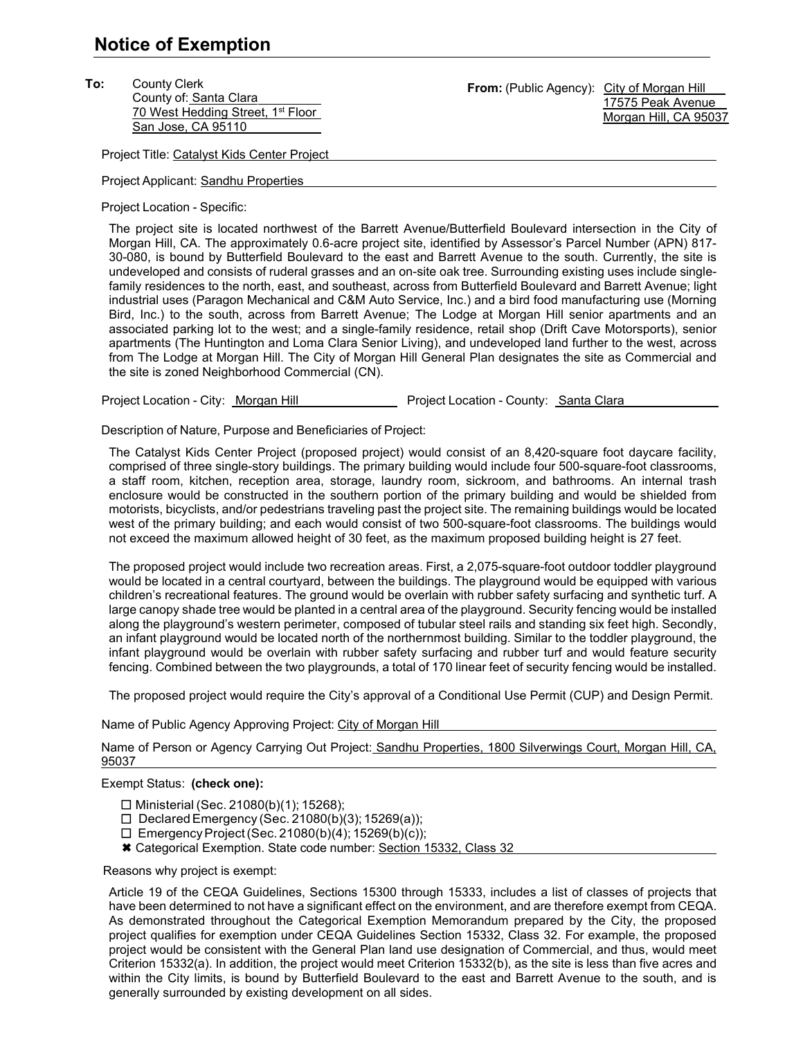# Notice of Exemption

**To:** County Clerk
County of: Santa Clara
70 West Hedding Street, 1st Floor
San Jose, CA 95110

**From:** (Public Agency): City of Morgan Hill
17575 Peak Avenue
Morgan Hill, CA 95037

Project Title: Catalyst Kids Center Project

Project Applicant: Sandhu Properties

Project Location - Specific:

The project site is located northwest of the Barrett Avenue/Butterfield Boulevard intersection in the City of Morgan Hill, CA. The approximately 0.6-acre project site, identified by Assessor's Parcel Number (APN) 817-30-080, is bound by Butterfield Boulevard to the east and Barrett Avenue to the south. Currently, the site is undeveloped and consists of ruderal grasses and an on-site oak tree. Surrounding existing uses include single-family residences to the north, east, and southeast, across from Butterfield Boulevard and Barrett Avenue; light industrial uses (Paragon Mechanical and C&M Auto Service, Inc.) and a bird food manufacturing use (Morning Bird, Inc.) to the south, across from Barrett Avenue; The Lodge at Morgan Hill senior apartments and an associated parking lot to the west; and a single-family residence, retail shop (Drift Cave Motorsports), senior apartments (The Huntington and Loma Clara Senior Living), and undeveloped land further to the west, across from The Lodge at Morgan Hill. The City of Morgan Hill General Plan designates the site as Commercial and the site is zoned Neighborhood Commercial (CN).

Project Location - City: Morgan Hill Project Location - County: Santa Clara

Description of Nature, Purpose and Beneficiaries of Project:

The Catalyst Kids Center Project (proposed project) would consist of an 8,420-square foot daycare facility, comprised of three single-story buildings. The primary building would include four 500-square-foot classrooms, a staff room, kitchen, reception area, storage, laundry room, sickroom, and bathrooms. An internal trash enclosure would be constructed in the southern portion of the primary building and would be shielded from motorists, bicyclists, and/or pedestrians traveling past the project site. The remaining buildings would be located west of the primary building; and each would consist of two 500-square-foot classrooms. The buildings would not exceed the maximum allowed height of 30 feet, as the maximum proposed building height is 27 feet.

The proposed project would include two recreation areas. First, a 2,075-square-foot outdoor toddler playground would be located in a central courtyard, between the buildings. The playground would be equipped with various children's recreational features. The ground would be overlain with rubber safety surfacing and synthetic turf. A large canopy shade tree would be planted in a central area of the playground. Security fencing would be installed along the playground's western perimeter, composed of tubular steel rails and standing six feet high. Secondly, an infant playground would be located north of the northernmost building. Similar to the toddler playground, the infant playground would be overlain with rubber safety surfacing and rubber turf and would feature security fencing. Combined between the two playgrounds, a total of 170 linear feet of security fencing would be installed.

The proposed project would require the City's approval of a Conditional Use Permit (CUP) and Design Permit.

Name of Public Agency Approving Project: City of Morgan Hill

Name of Person or Agency Carrying Out Project: Sandhu Properties, 1800 Silverwings Court, Morgan Hill, CA, 95037

Exempt Status: **(check one):**

- ☐ Ministerial (Sec. 21080(b)(1); 15268);
- ☐ Declared Emergency (Sec. 21080(b)(3); 15269(a));
- ☐ Emergency Project (Sec. 21080(b)(4); 15269(b)(c));
- ✖ Categorical Exemption. State code number: Section 15332, Class 32

Reasons why project is exempt:

Article 19 of the CEQA Guidelines, Sections 15300 through 15333, includes a list of classes of projects that have been determined to not have a significant effect on the environment, and are therefore exempt from CEQA. As demonstrated throughout the Categorical Exemption Memorandum prepared by the City, the proposed project qualifies for exemption under CEQA Guidelines Section 15332, Class 32. For example, the proposed project would be consistent with the General Plan land use designation of Commercial, and thus, would meet Criterion 15332(a). In addition, the project would meet Criterion 15332(b), as the site is less than five acres and within the City limits, is bound by Butterfield Boulevard to the east and Barrett Avenue to the south, and is generally surrounded by existing development on all sides.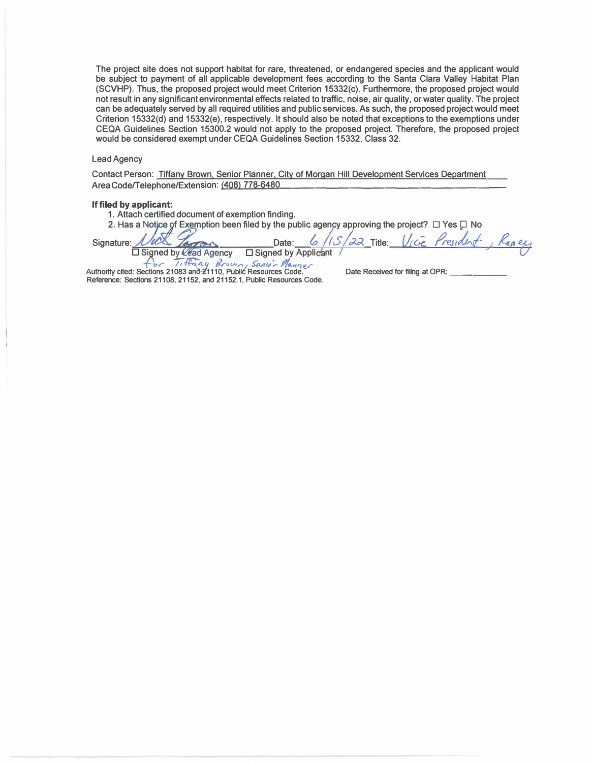The project site does not support habitat for rare, threatened, or endangered species and the applicant would be subject to payment of all applicable development fees according to the Santa Clara Valley Habitat Plan (SCVHP). Thus, the proposed project would meet Criterion 15332(c). Furthermore, the proposed project would not result in any significant environmental effects related to traffic, noise, air quality, or water quality. The project can be adequately served by all required utilities and public services. As such, the proposed project would meet Criterion 15332(d) and 15332(e), respectively. It should also be noted that exceptions to the exemptions under CEQA Guidelines Section 15300.2 would not apply to the proposed project. Therefore, the proposed project would be considered exempt under CEQA Guidelines Section 15332, Class 32.

Lead Agency

Contact Person: Tiffany Brown, Senior Planner, City of Morgan Hill Development Services Department
Area Code/Telephone/Extension: (408) 778-6480

**If filed by applicant:**

1. Attach certified document of exemption finding.
2. Has a Notice of Exemption been filed by the public agency approving the project? ☐ Yes ☐ No

Signature: *Nick Tarran* Date: *6/15/22* Title: *Vice President, Raney*

☐ Signed by Lead Agency ☐ Signed by Applicant

*For Tiffany Brown, Senior Planner*

Authority cited: Sections 21083 and 21110, Public Resources Code.
Reference: Sections 21108, 21152, and 21152.1, Public Resources Code.

Date Received for filing at OPR: ____________